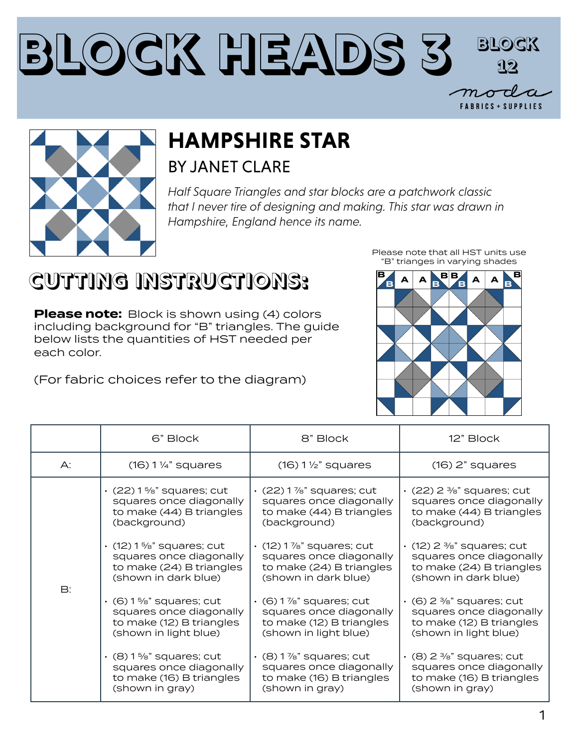# BLOCK HEADS 3

BLOCK 12

moda FABRICS + SUPPLIES

## HAMPSHIRE STAR

### BY JANET CLARE

*Half Square Triangles and star blocks are a patchwork classic that I never tire of designing and making. This star was drawn in Hampshire, England hence its name.*

Please note that all HST units use "B" trianges in varying shades

## CUTTING INSTRUCTIONS:

**Please note:** Block is shown using (4) colors including background for "B" triangles. The guide below lists the quantities of HST needed per each color.

(For fabric choices refer to the diagram)

| | 6" Block | 8" Block | 12" Block |
|---|---|---|---|
| A: | (16) 1 ¼" squares | (16) 1 ½" squares | (16) 2" squares |
| B: | • (22) 1 ⅝" squares; cut squares once diagonally to make (44) B triangles (background)<br>• (12) 1 ⅝" squares; cut squares once diagonally to make (24) B triangles (shown in dark blue)<br>• (6) 1 ⅝" squares; cut squares once diagonally to make (12) B triangles (shown in light blue)<br>• (8) 1 ⅝" squares; cut squares once diagonally to make (16) B triangles (shown in gray) | • (22) 1 ⅞" squares; cut squares once diagonally to make (44) B triangles (background)<br>• (12) 1 ⅞" squares; cut squares once diagonally to make (24) B triangles (shown in dark blue)<br>• (6) 1 ⅞" squares; cut squares once diagonally to make (12) B triangles (shown in light blue)<br>• (8) 1 ⅞" squares; cut squares once diagonally to make (16) B triangles (shown in gray) | • (22) 2 ⅜" squares; cut squares once diagonally to make (44) B triangles (background)<br>• (12) 2 ⅜" squares; cut squares once diagonally to make (24) B triangles (shown in dark blue)<br>• (6) 2 ⅜" squares; cut squares once diagonally to make (12) B triangles (shown in light blue)<br>• (8) 2 ⅜" squares; cut squares once diagonally to make (16) B triangles (shown in gray) |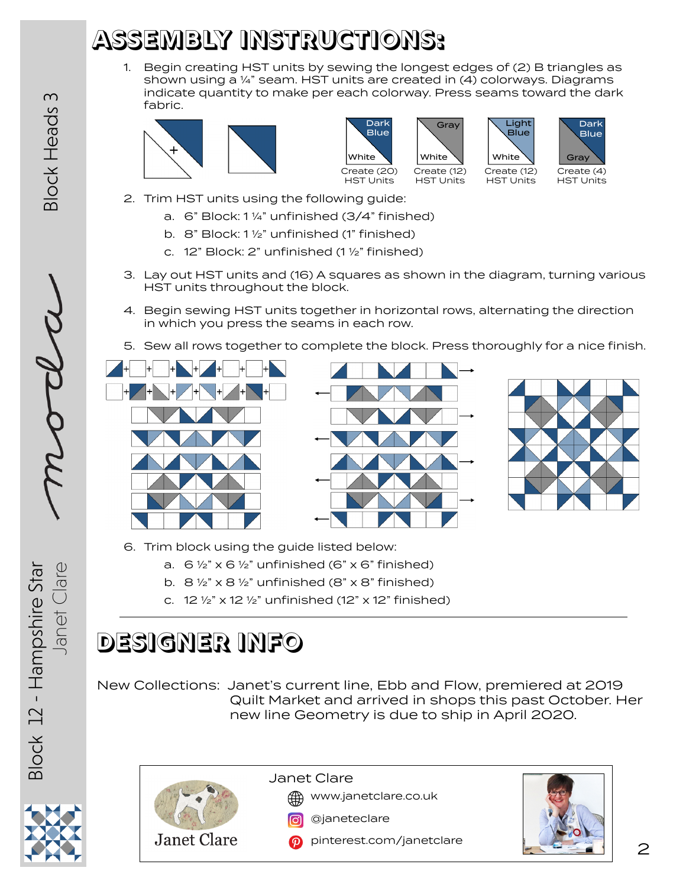# ASSEMBLY INSTRUCTIONS:

1. Begin creating HST units by sewing the longest edges of (2) B triangles as shown using a ¼" seam. HST units are created in (4) colorways. Diagrams indicate quantity to make per each colorway. Press seams toward the dark fabric.

Dark Blue / White — Create (20) HST Units

Gray / White — Create (12) HST Units

Light Blue / White — Create (12) HST Units

Dark Blue / Gray — Create (4) HST Units

2. Trim HST units using the following guide:
   a. 6" Block: 1 ¼" unfinished (3/4" finished)
   b. 8" Block: 1 ½" unfinished (1" finished)
   c. 12" Block: 2" unfinished (1 ½" finished)

3. Lay out HST units and (16) A squares as shown in the diagram, turning various HST units throughout the block.

4. Begin sewing HST units together in horizontal rows, alternating the direction in which you press the seams in each row.

5. Sew all rows together to complete the block. Press thoroughly for a nice finish.

6. Trim block using the guide listed below:
   a. 6 ½" x 6 ½" unfinished (6" x 6" finished)
   b. 8 ½" x 8 ½" unfinished (8" x 8" finished)
   c. 12 ½" x 12 ½" unfinished (12" x 12" finished)

# DESIGNER INFO

New Collections: Janet's current line, Ebb and Flow, premiered at 2019 Quilt Market and arrived in shops this past October. Her new line Geometry is due to ship in April 2020.

Janet Clare

www.janetclare.co.uk

@janeteclare

pinterest.com/janetclare